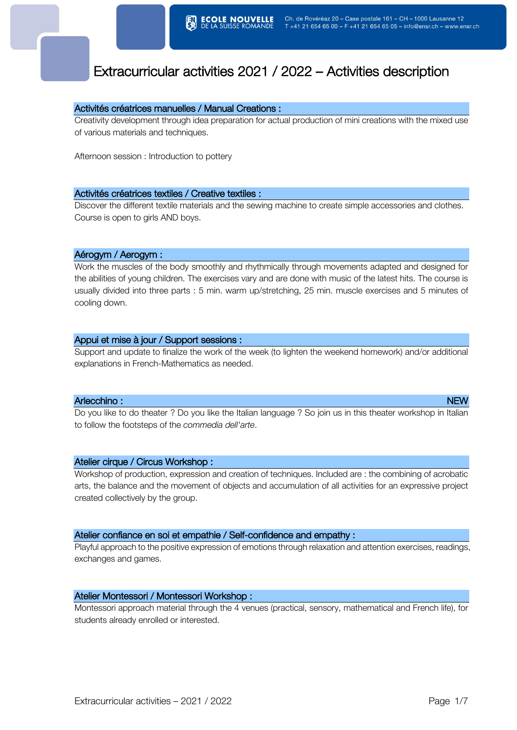# Extracurricular activities 2021 / 2022 – Activities description

## Activités créatrices manuelles / Manual Creations :

Creativity development through idea preparation for actual production of mini creations with the mixed use of various materials and techniques.

Afternoon session : Introduction to pottery

## Activités créatrices textiles / Creative textiles :

Discover the different textile materials and the sewing machine to create simple accessories and clothes. Course is open to girls AND boys.

## Aérogym / Aerogym :

Work the muscles of the body smoothly and rhythmically through movements adapted and designed for the abilities of young children. The exercises vary and are done with music of the latest hits. The course is usually divided into three parts : 5 min. warm up/stretching, 25 min. muscle exercises and 5 minutes of cooling down.

## Appui et mise à jour / Support sessions :

Support and update to finalize the work of the week (to lighten the weekend homework) and/or additional explanations in French-Mathematics as needed.

## Arlecchino : NEW

Do you like to do theater ? Do you like the Italian language ? So join us in this theater workshop in Italian to follow the footsteps of the *commedia dell'arte*.

## Atelier cirque / Circus Workshop :

Workshop of production, expression and creation of techniques. Included are : the combining of acrobatic arts, the balance and the movement of objects and accumulation of all activities for an expressive project created collectively by the group.

## Atelier confiance en soi et empathie / Self-confidence and empathy :

Playful approach to the positive expression of emotions through relaxation and attention exercises, readings, exchanges and games.

## Atelier Montessori / Montessori Workshop :

Montessori approach material through the 4 venues (practical, sensory, mathematical and French life), for students already enrolled or interested.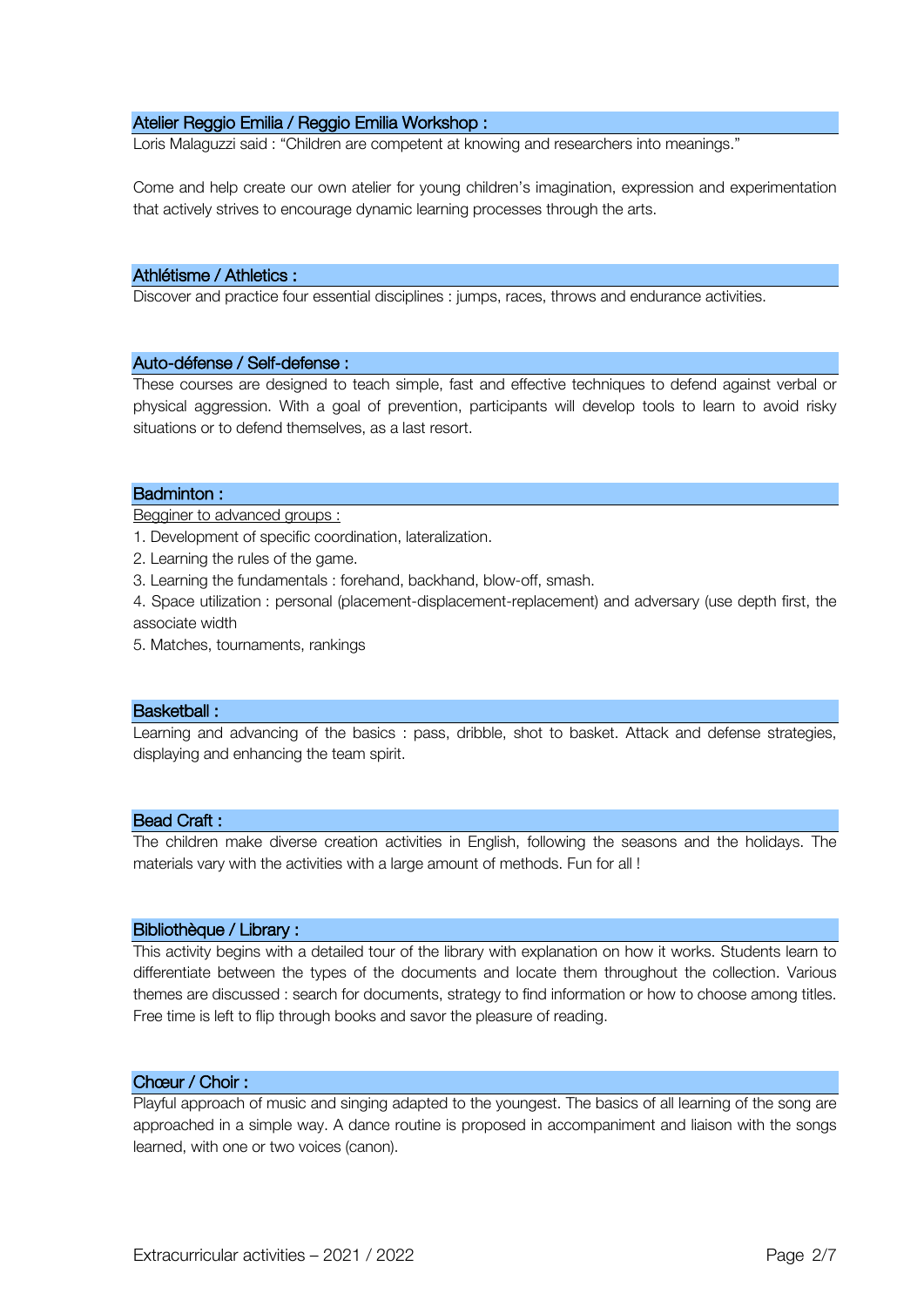## Atelier Reggio Emilia / Reggio Emilia Workshop :

Loris Malaguzzi said : "Children are competent at knowing and researchers into meanings."

Come and help create our own atelier for young children's imagination, expression and experimentation that actively strives to encourage dynamic learning processes through the arts.

## Athlétisme / Athletics :

Discover and practice four essential disciplines : jumps, races, throws and endurance activities.

## Auto-défense / Self-defense :

These courses are designed to teach simple, fast and effective techniques to defend against verbal or physical aggression. With a goal of prevention, participants will develop tools to learn to avoid risky situations or to defend themselves, as a last resort.

## Badminton :

Begginer to advanced groups :

1. Development of specific coordination, lateralization.
2. Learning the rules of the game.
3. Learning the fundamentals : forehand, backhand, blow-off, smash.
4. Space utilization : personal (placement-displacement-replacement) and adversary (use depth first, the associate width
5. Matches, tournaments, rankings

## Basketball :

Learning and advancing of the basics : pass, dribble, shot to basket. Attack and defense strategies, displaying and enhancing the team spirit.

## Bead Craft :

The children make diverse creation activities in English, following the seasons and the holidays. The materials vary with the activities with a large amount of methods. Fun for all !

## Bibliothèque / Library :

This activity begins with a detailed tour of the library with explanation on how it works. Students learn to differentiate between the types of the documents and locate them throughout the collection. Various themes are discussed : search for documents, strategy to find information or how to choose among titles. Free time is left to flip through books and savor the pleasure of reading.

## Chœur / Choir :

Playful approach of music and singing adapted to the youngest. The basics of all learning of the song are approached in a simple way. A dance routine is proposed in accompaniment and liaison with the songs learned, with one or two voices (canon).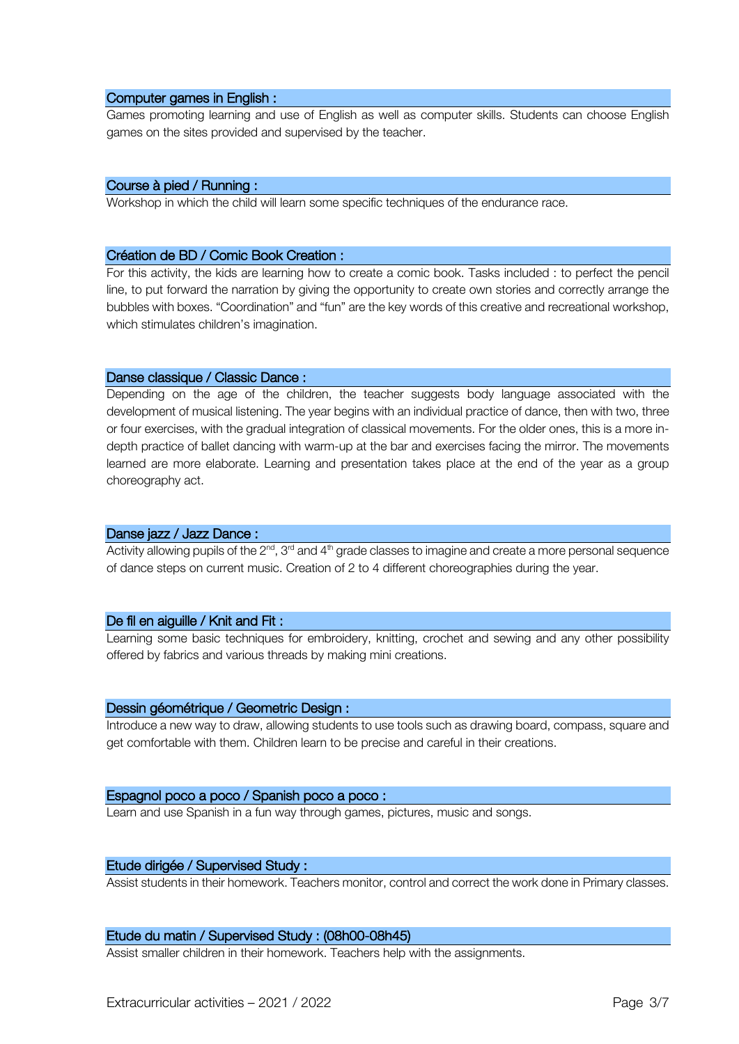### Computer games in English :

Games promoting learning and use of English as well as computer skills. Students can choose English games on the sites provided and supervised by the teacher.

### Course à pied / Running :

Workshop in which the child will learn some specific techniques of the endurance race.

### Création de BD / Comic Book Creation :

For this activity, the kids are learning how to create a comic book. Tasks included : to perfect the pencil line, to put forward the narration by giving the opportunity to create own stories and correctly arrange the bubbles with boxes. “Coordination” and “fun” are the key words of this creative and recreational workshop, which stimulates children’s imagination.

### Danse classique / Classic Dance :

Depending on the age of the children, the teacher suggests body language associated with the development of musical listening. The year begins with an individual practice of dance, then with two, three or four exercises, with the gradual integration of classical movements. For the older ones, this is a more in-depth practice of ballet dancing with warm-up at the bar and exercises facing the mirror. The movements learned are more elaborate. Learning and presentation takes place at the end of the year as a group choreography act.

### Danse jazz / Jazz Dance :

Activity allowing pupils of the 2nd, 3rd and 4th grade classes to imagine and create a more personal sequence of dance steps on current music. Creation of 2 to 4 different choreographies during the year.

### De fil en aiguille / Knit and Fit :

Learning some basic techniques for embroidery, knitting, crochet and sewing and any other possibility offered by fabrics and various threads by making mini creations.

### Dessin géométrique / Geometric Design :

Introduce a new way to draw, allowing students to use tools such as drawing board, compass, square and get comfortable with them. Children learn to be precise and careful in their creations.

### Espagnol poco a poco / Spanish poco a poco :

Learn and use Spanish in a fun way through games, pictures, music and songs.

### Etude dirigée / Supervised Study :

Assist students in their homework. Teachers monitor, control and correct the work done in Primary classes.

### Etude du matin / Supervised Study : (08h00-08h45)

Assist smaller children in their homework. Teachers help with the assignments.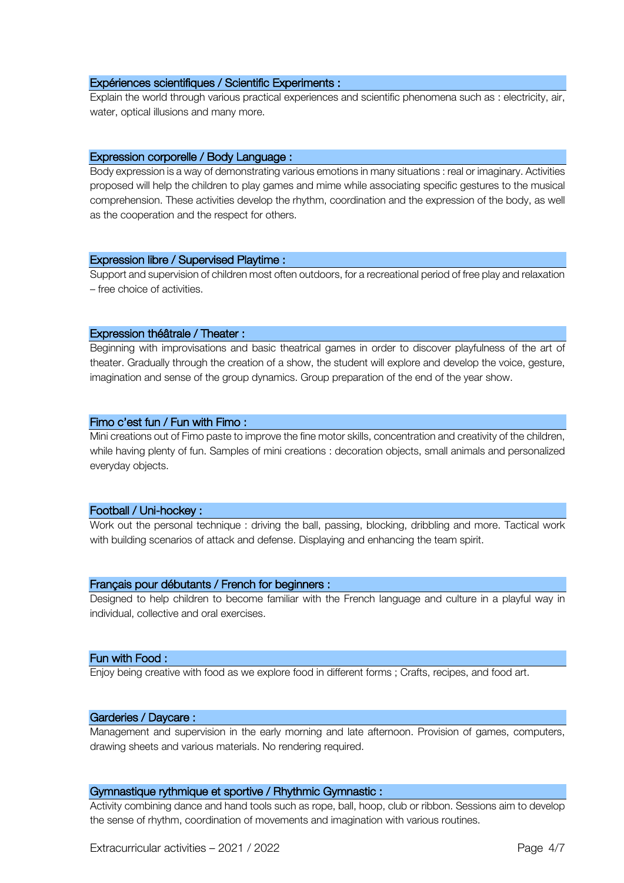### Expériences scientifiques / Scientific Experiments :

Explain the world through various practical experiences and scientific phenomena such as : electricity, air, water, optical illusions and many more.

### Expression corporelle / Body Language :

Body expression is a way of demonstrating various emotions in many situations : real or imaginary. Activities proposed will help the children to play games and mime while associating specific gestures to the musical comprehension. These activities develop the rhythm, coordination and the expression of the body, as well as the cooperation and the respect for others.

### Expression libre / Supervised Playtime :

Support and supervision of children most often outdoors, for a recreational period of free play and relaxation – free choice of activities.

### Expression théâtrale / Theater :

Beginning with improvisations and basic theatrical games in order to discover playfulness of the art of theater. Gradually through the creation of a show, the student will explore and develop the voice, gesture, imagination and sense of the group dynamics. Group preparation of the end of the year show.

### Fimo c'est fun / Fun with Fimo :

Mini creations out of Fimo paste to improve the fine motor skills, concentration and creativity of the children, while having plenty of fun. Samples of mini creations : decoration objects, small animals and personalized everyday objects.

### Football / Uni-hockey :

Work out the personal technique : driving the ball, passing, blocking, dribbling and more. Tactical work with building scenarios of attack and defense. Displaying and enhancing the team spirit.

### Français pour débutants / French for beginners :

Designed to help children to become familiar with the French language and culture in a playful way in individual, collective and oral exercises.

### Fun with Food :

Enjoy being creative with food as we explore food in different forms ; Crafts, recipes, and food art.

### Garderies / Daycare :

Management and supervision in the early morning and late afternoon. Provision of games, computers, drawing sheets and various materials. No rendering required.

### Gymnastique rythmique et sportive / Rhythmic Gymnastic :

Activity combining dance and hand tools such as rope, ball, hoop, club or ribbon. Sessions aim to develop the sense of rhythm, coordination of movements and imagination with various routines.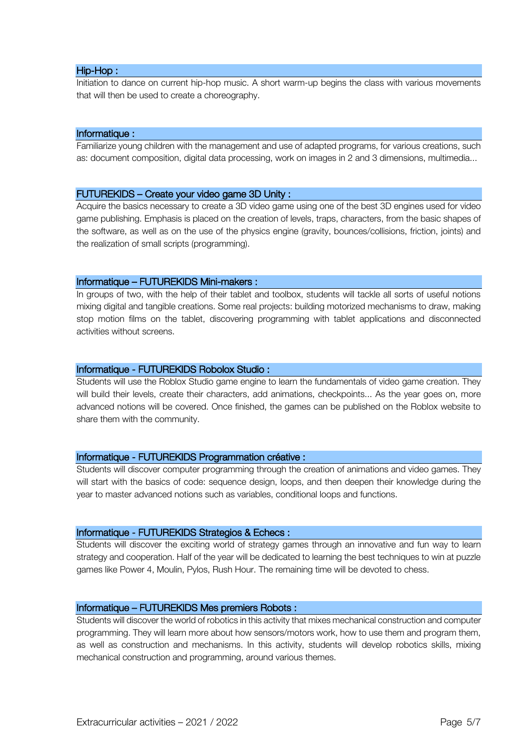### Hip-Hop :

Initiation to dance on current hip-hop music. A short warm-up begins the class with various movements that will then be used to create a choreography.

### Informatique :

Familiarize young children with the management and use of adapted programs, for various creations, such as: document composition, digital data processing, work on images in 2 and 3 dimensions, multimedia...

### FUTUREKIDS – Create your video game 3D Unity :

Acquire the basics necessary to create a 3D video game using one of the best 3D engines used for video game publishing. Emphasis is placed on the creation of levels, traps, characters, from the basic shapes of the software, as well as on the use of the physics engine (gravity, bounces/collisions, friction, joints) and the realization of small scripts (programming).

### Informatique – FUTUREKIDS Mini-makers :

In groups of two, with the help of their tablet and toolbox, students will tackle all sorts of useful notions mixing digital and tangible creations. Some real projects: building motorized mechanisms to draw, making stop motion films on the tablet, discovering programming with tablet applications and disconnected activities without screens.

### Informatique - FUTUREKIDS Robolox Studio :

Students will use the Roblox Studio game engine to learn the fundamentals of video game creation. They will build their levels, create their characters, add animations, checkpoints... As the year goes on, more advanced notions will be covered. Once finished, the games can be published on the Roblox website to share them with the community.

### Informatique - FUTUREKIDS Programmation créative :

Students will discover computer programming through the creation of animations and video games. They will start with the basics of code: sequence design, loops, and then deepen their knowledge during the year to master advanced notions such as variables, conditional loops and functions.

### Informatique - FUTUREKIDS Strategios & Echecs :

Students will discover the exciting world of strategy games through an innovative and fun way to learn strategy and cooperation. Half of the year will be dedicated to learning the best techniques to win at puzzle games like Power 4, Moulin, Pylos, Rush Hour. The remaining time will be devoted to chess.

### Informatique – FUTUREKIDS Mes premiers Robots :

Students will discover the world of robotics in this activity that mixes mechanical construction and computer programming. They will learn more about how sensors/motors work, how to use them and program them, as well as construction and mechanisms. In this activity, students will develop robotics skills, mixing mechanical construction and programming, around various themes.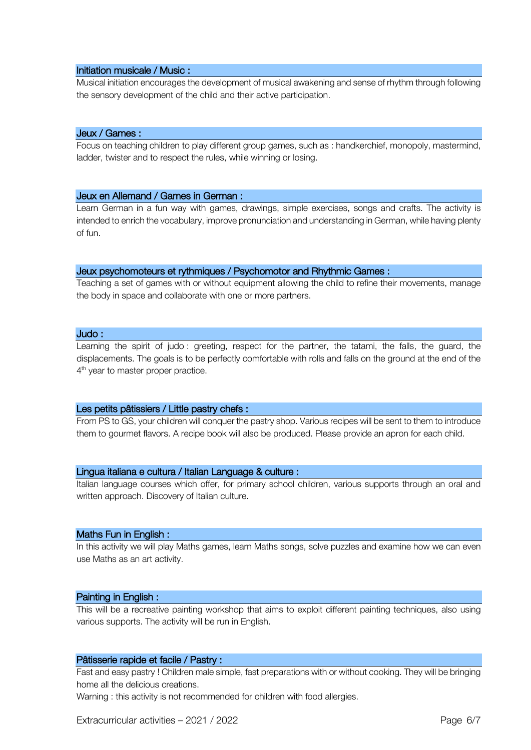### Initiation musicale / Music :

Musical initiation encourages the development of musical awakening and sense of rhythm through following the sensory development of the child and their active participation.

### Jeux / Games :

Focus on teaching children to play different group games, such as : handkerchief, monopoly, mastermind, ladder, twister and to respect the rules, while winning or losing.

### Jeux en Allemand / Games in German :

Learn German in a fun way with games, drawings, simple exercises, songs and crafts. The activity is intended to enrich the vocabulary, improve pronunciation and understanding in German, while having plenty of fun.

### Jeux psychomoteurs et rythmiques / Psychomotor and Rhythmic Games :

Teaching a set of games with or without equipment allowing the child to refine their movements, manage the body in space and collaborate with one or more partners.

### Judo :

Learning the spirit of judo : greeting, respect for the partner, the tatami, the falls, the guard, the displacements. The goals is to be perfectly comfortable with rolls and falls on the ground at the end of the 4th year to master proper practice.

### Les petits pâtissiers / Little pastry chefs :

From PS to GS, your children will conquer the pastry shop. Various recipes will be sent to them to introduce them to gourmet flavors. A recipe book will also be produced. Please provide an apron for each child.

### Lingua italiana e cultura / Italian Language & culture :

Italian language courses which offer, for primary school children, various supports through an oral and written approach. Discovery of Italian culture.

### Maths Fun in English :

In this activity we will play Maths games, learn Maths songs, solve puzzles and examine how we can even use Maths as an art activity.

### Painting in English :

This will be a recreative painting workshop that aims to exploit different painting techniques, also using various supports. The activity will be run in English.

### Pâtisserie rapide et facile / Pastry :

Fast and easy pastry ! Children male simple, fast preparations with or without cooking. They will be bringing home all the delicious creations.

Warning : this activity is not recommended for children with food allergies.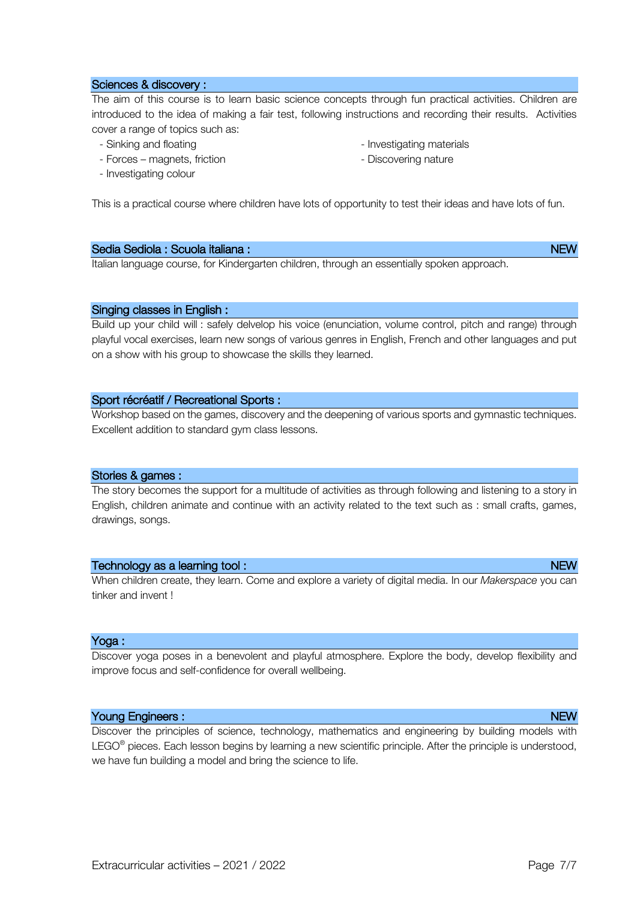### Sciences & discovery :

The aim of this course is to learn basic science concepts through fun practical activities. Children are introduced to the idea of making a fair test, following instructions and recording their results. Activities cover a range of topics such as:

- Sinking and floating
- Forces – magnets, friction
- Investigating colour
- Investigating materials
- Discovering nature

This is a practical course where children have lots of opportunity to test their ideas and have lots of fun.

### Sedia Sediola : Scuola italiana : NEW

Italian language course, for Kindergarten children, through an essentially spoken approach.

### Singing classes in English :

Build up your child will : safely delvelop his voice (enunciation, volume control, pitch and range) through playful vocal exercises, learn new songs of various genres in English, French and other languages and put on a show with his group to showcase the skills they learned.

### Sport récréatif / Recreational Sports :

Workshop based on the games, discovery and the deepening of various sports and gymnastic techniques. Excellent addition to standard gym class lessons.

### Stories & games :

The story becomes the support for a multitude of activities as through following and listening to a story in English, children animate and continue with an activity related to the text such as : small crafts, games, drawings, songs.

### Technology as a learning tool : NEW

When children create, they learn. Come and explore a variety of digital media. In our *Makerspace* you can tinker and invent !

### Yoga :

Discover yoga poses in a benevolent and playful atmosphere. Explore the body, develop flexibility and improve focus and self-confidence for overall wellbeing.

### Young Engineers : NEW

Discover the principles of science, technology, mathematics and engineering by building models with LEGO® pieces. Each lesson begins by learning a new scientific principle. After the principle is understood, we have fun building a model and bring the science to life.